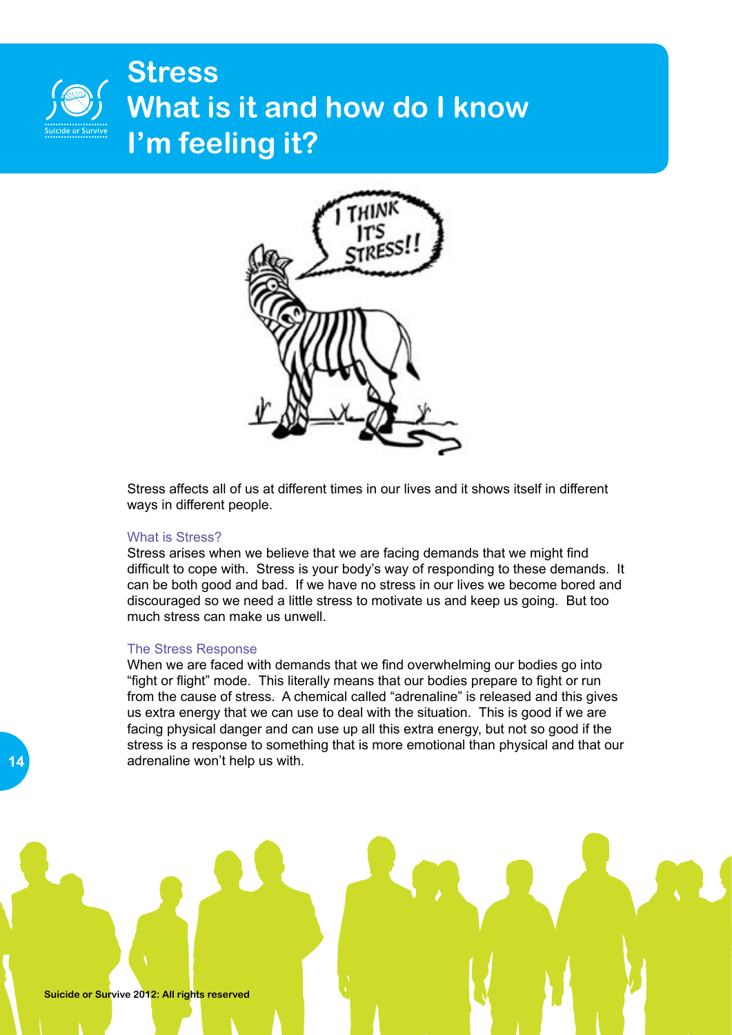# Stress
# What is it and how do I know I'm feeling it?

Stress affects all of us at different times in our lives and it shows itself in different ways in different people.

### What is Stress?

Stress arises when we believe that we are facing demands that we might find difficult to cope with. Stress is your body's way of responding to these demands. It can be both good and bad. If we have no stress in our lives we become bored and discouraged so we need a little stress to motivate us and keep us going. But too much stress can make us unwell.

### The Stress Response

When we are faced with demands that we find overwhelming our bodies go into "fight or flight" mode. This literally means that our bodies prepare to fight or run from the cause of stress. A chemical called "adrenaline" is released and this gives us extra energy that we can use to deal with the situation. This is good if we are facing physical danger and can use up all this extra energy, but not so good if the stress is a response to something that is more emotional than physical and that our adrenaline won't help us with.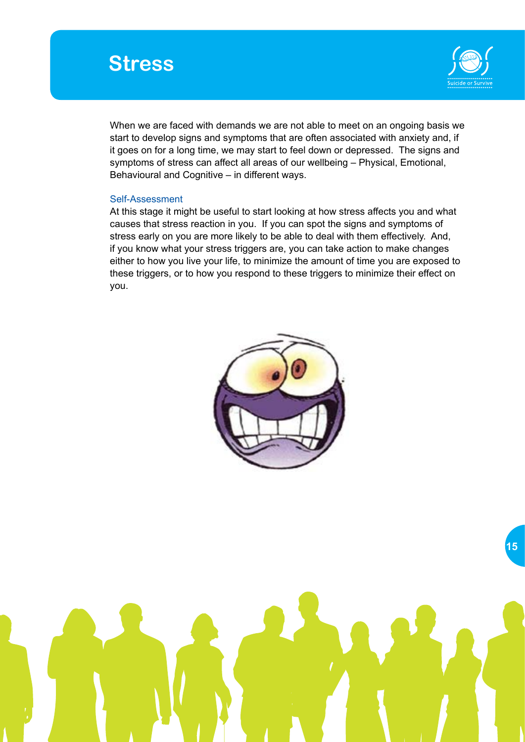# Stress

When we are faced with demands we are not able to meet on an ongoing basis we start to develop signs and symptoms that are often associated with anxiety and, if it goes on for a long time, we may start to feel down or depressed.  The signs and symptoms of stress can affect all areas of our wellbeing – Physical, Emotional, Behavioural and Cognitive – in different ways.

## Self-Assessment

At this stage it might be useful to start looking at how stress affects you and what causes that stress reaction in you.  If you can spot the signs and symptoms of stress early on you are more likely to be able to deal with them effectively.  And, if you know what your stress triggers are, you can take action to make changes either to how you live your life, to minimize the amount of time you are exposed to these triggers, or to how you respond to these triggers to minimize their effect on you.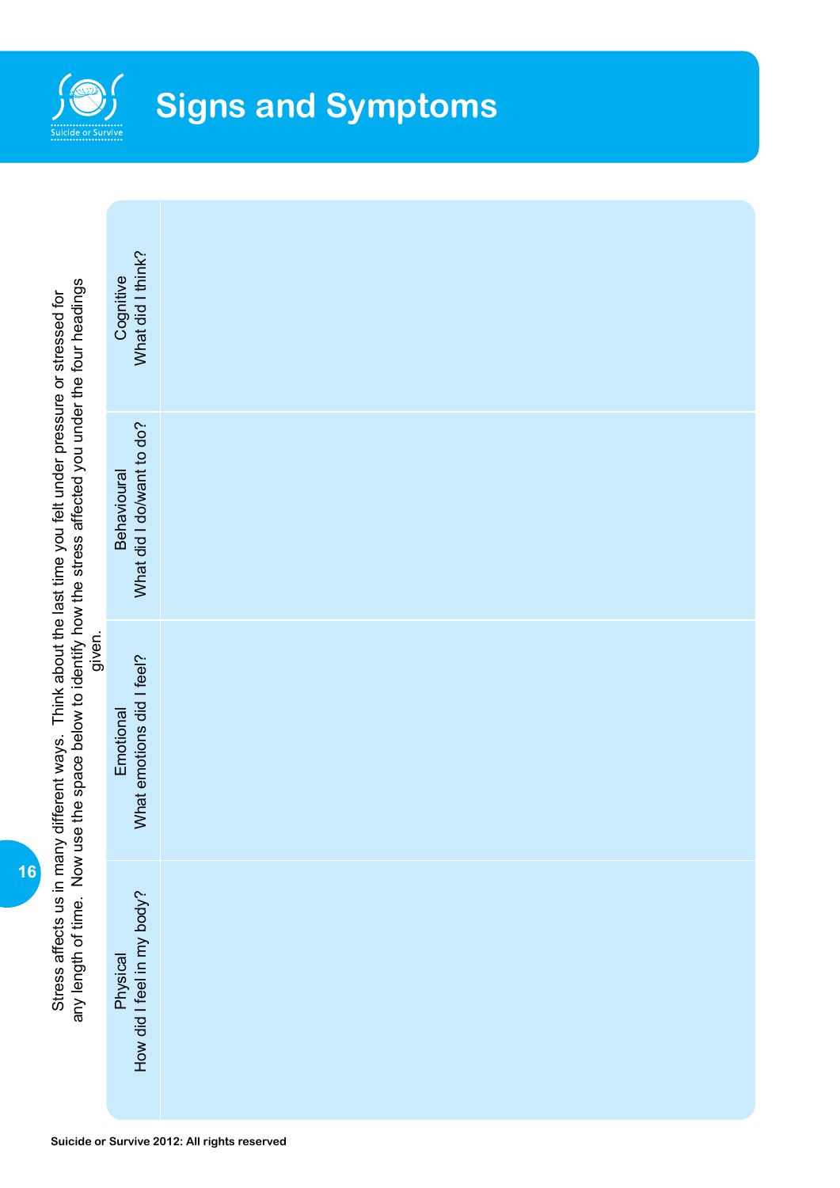# Signs and Symptoms

Stress affects us in many different ways. Think about the last time you felt under pressure or stressed for any length of time. Now use the space below to identify how the stress affected you under the four headings given.

| Physical<br>How did I feel in my body? | Emotional<br>What emotions did I feel? | Behavioural<br>What did I do/want to do? | Cognitive<br>What did I think? |
|---|---|---|---|
| | | | |

Suicide or Survive 2012: All rights reserved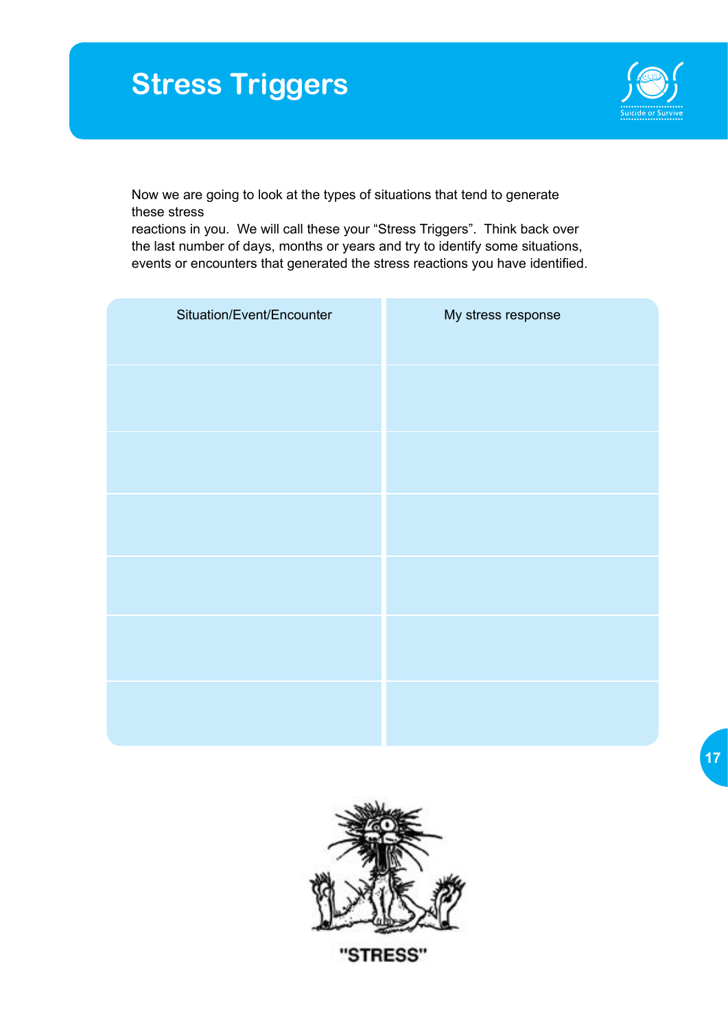# Stress Triggers

Now we are going to look at the types of situations that tend to generate these stress reactions in you. We will call these your "Stress Triggers". Think back over the last number of days, months or years and try to identify some situations, events or encounters that generated the stress reactions you have identified.

| Situation/Event/Encounter | My stress response |
| --- | --- |
| | |
| | |
| | |
| | |
| | |
| | |

"STRESS"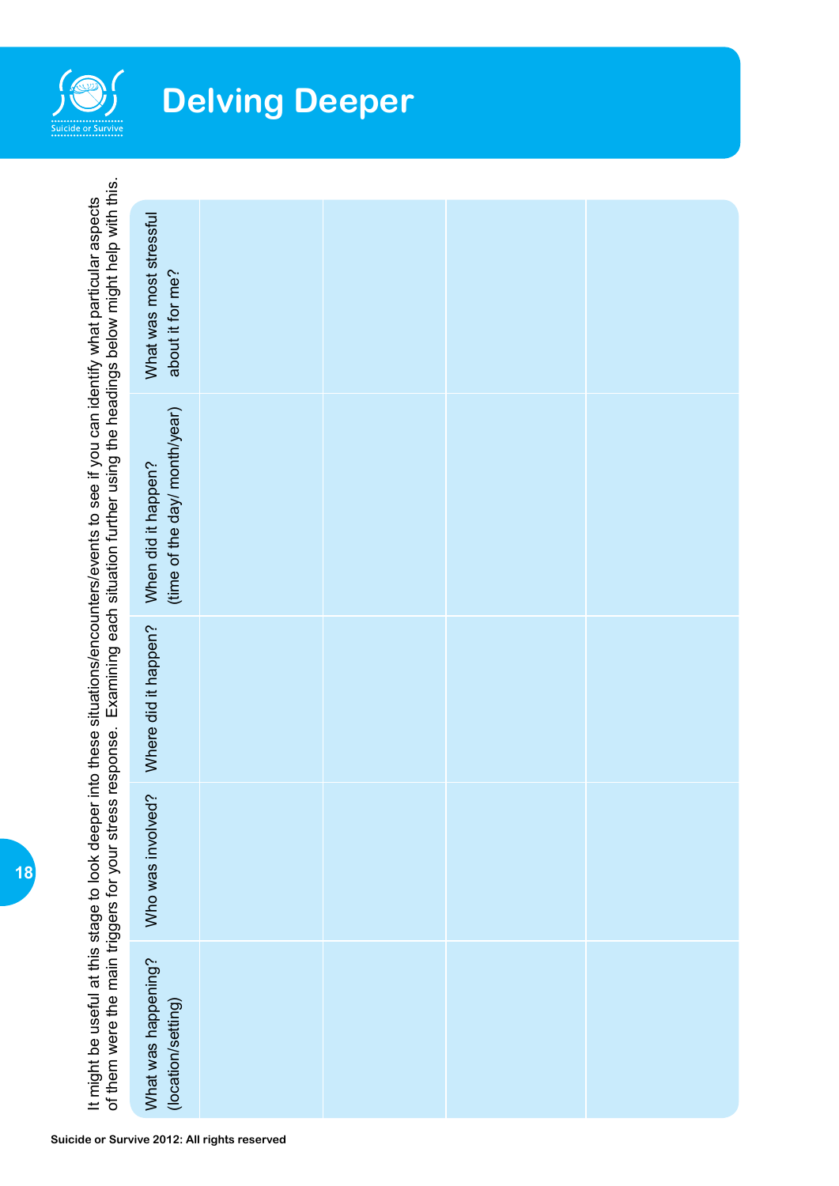# Delving Deeper

It might be useful at this stage to look deeper into these situations/encounters/events to see if you can identify what particular aspects of them were the main triggers for your stress response. Examining each situation further using the headings below might help with this.

| What was happening? (location/setting) | Who was involved? | Where did it happen? | When did it happen? (time of the day/ month/year) | What was most stressful about it for me? |
|---|---|---|---|---|
| | | | | |
| | | | | |
| | | | | |
| | | | | |

Suicide or Survive 2012: All rights reserved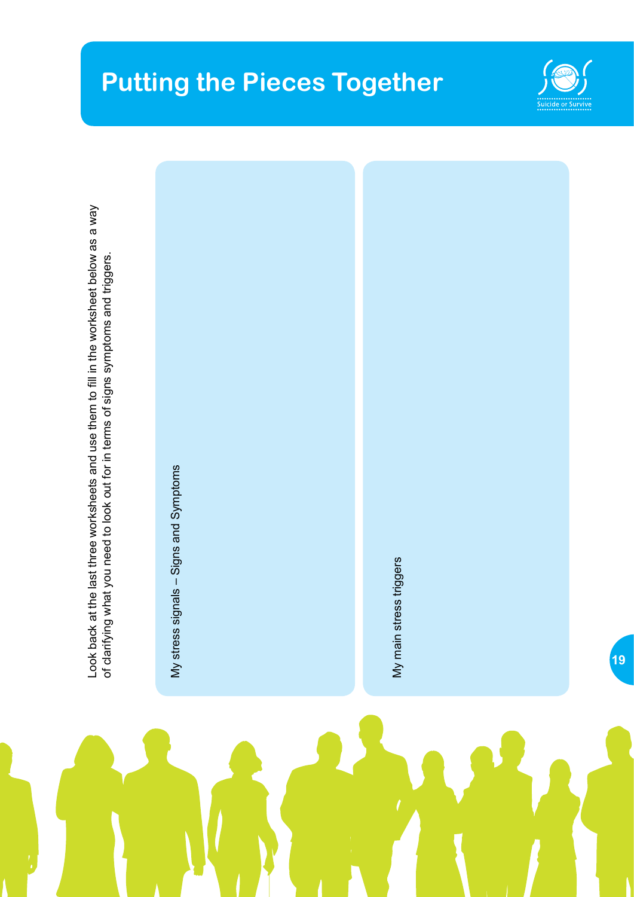# Putting the Pieces Together

Look back at the last three worksheets and use them to fill in the worksheet below as a way of clarifying what you need to look out for in terms of signs symptoms and triggers.

My stress signals – Signs and Symptoms

My main stress triggers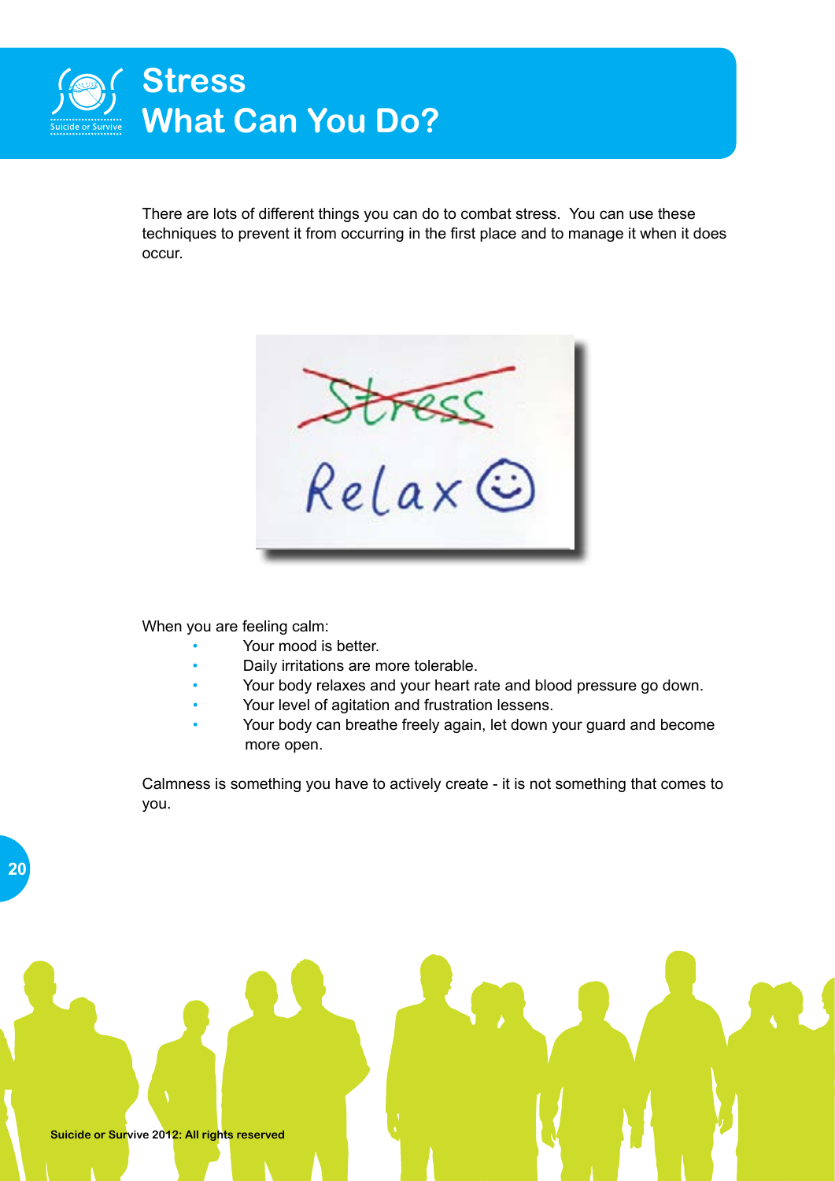# Stress
# What Can You Do?

There are lots of different things you can do to combat stress. You can use these techniques to prevent it from occurring in the first place and to manage it when it does occur.

When you are feeling calm:

- Your mood is better.
- Daily irritations are more tolerable.
- Your body relaxes and your heart rate and blood pressure go down.
- Your level of agitation and frustration lessens.
- Your body can breathe freely again, let down your guard and become more open.

Calmness is something you have to actively create - it is not something that comes to you.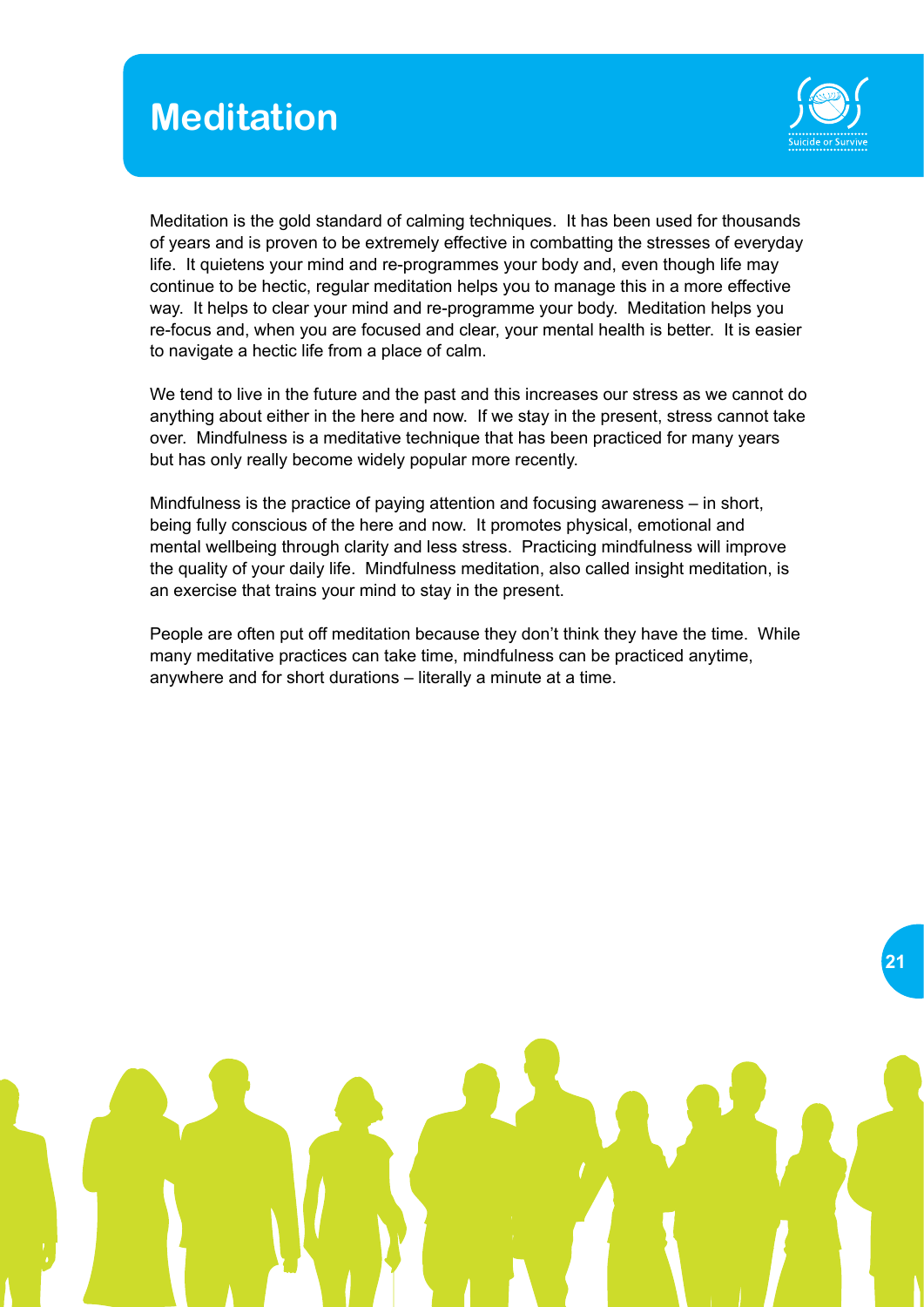# Meditation

Meditation is the gold standard of calming techniques. It has been used for thousands of years and is proven to be extremely effective in combatting the stresses of everyday life. It quietens your mind and re-programmes your body and, even though life may continue to be hectic, regular meditation helps you to manage this in a more effective way. It helps to clear your mind and re-programme your body. Meditation helps you re-focus and, when you are focused and clear, your mental health is better. It is easier to navigate a hectic life from a place of calm.

We tend to live in the future and the past and this increases our stress as we cannot do anything about either in the here and now. If we stay in the present, stress cannot take over. Mindfulness is a meditative technique that has been practiced for many years but has only really become widely popular more recently.

Mindfulness is the practice of paying attention and focusing awareness – in short, being fully conscious of the here and now. It promotes physical, emotional and mental wellbeing through clarity and less stress. Practicing mindfulness will improve the quality of your daily life. Mindfulness meditation, also called insight meditation, is an exercise that trains your mind to stay in the present.

People are often put off meditation because they don't think they have the time. While many meditative practices can take time, mindfulness can be practiced anytime, anywhere and for short durations – literally a minute at a time.